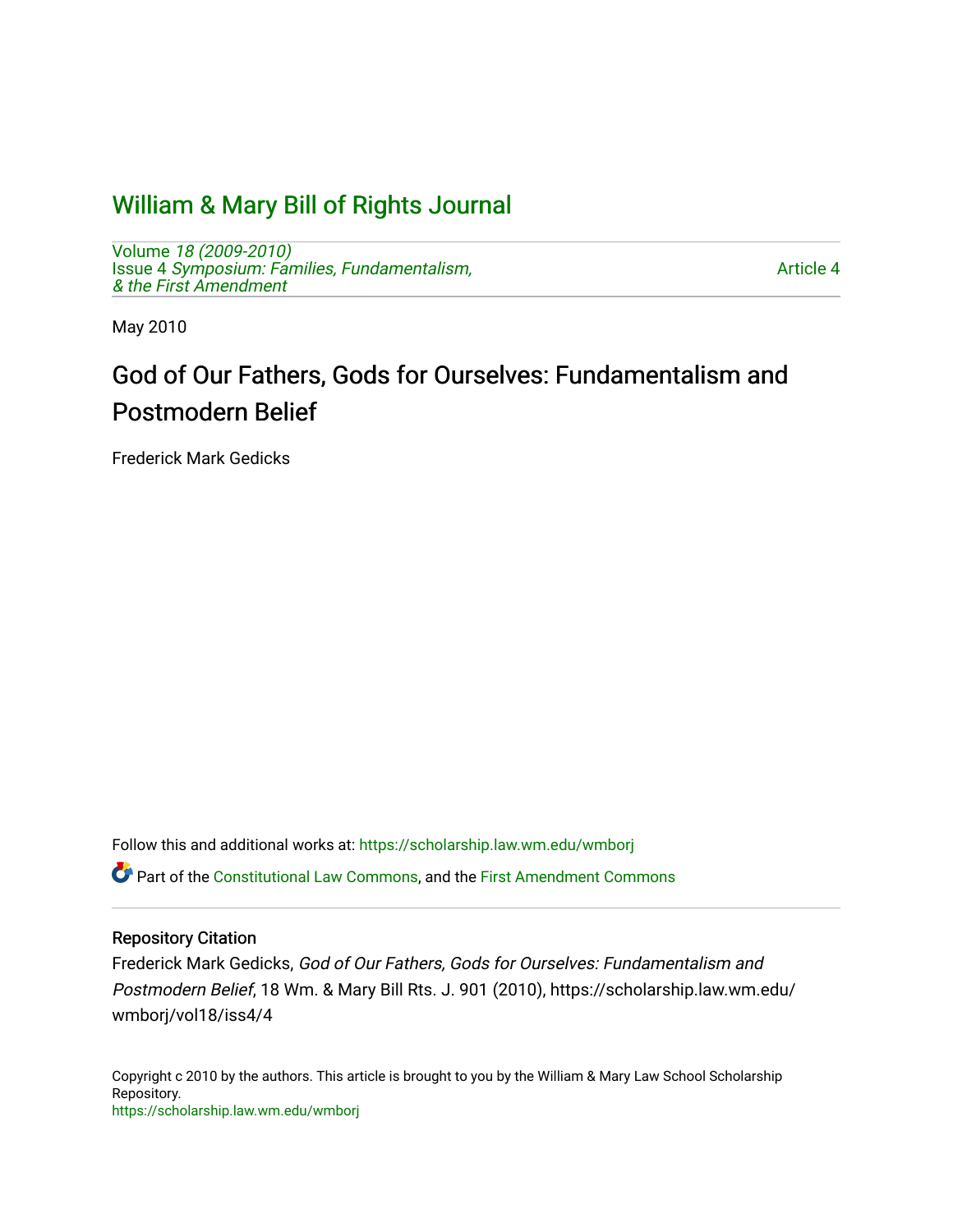# William & Mary Bill of Rights Journal

Volume *18 (2009-2010)*
Issue 4 *Symposium: Families, Fundamentalism, & the First Amendment*

Article 4

May 2010

## God of Our Fathers, Gods for Ourselves: Fundamentalism and Postmodern Belief

Frederick Mark Gedicks

Follow this and additional works at: https://scholarship.law.wm.edu/wmborj

Part of the Constitutional Law Commons, and the First Amendment Commons

### Repository Citation

Frederick Mark Gedicks, *God of Our Fathers, Gods for Ourselves: Fundamentalism and Postmodern Belief*, 18 Wm. & Mary Bill Rts. J. 901 (2010), https://scholarship.law.wm.edu/wmborj/vol18/iss4/4

Copyright c 2010 by the authors. This article is brought to you by the William & Mary Law School Scholarship Repository.
https://scholarship.law.wm.edu/wmborj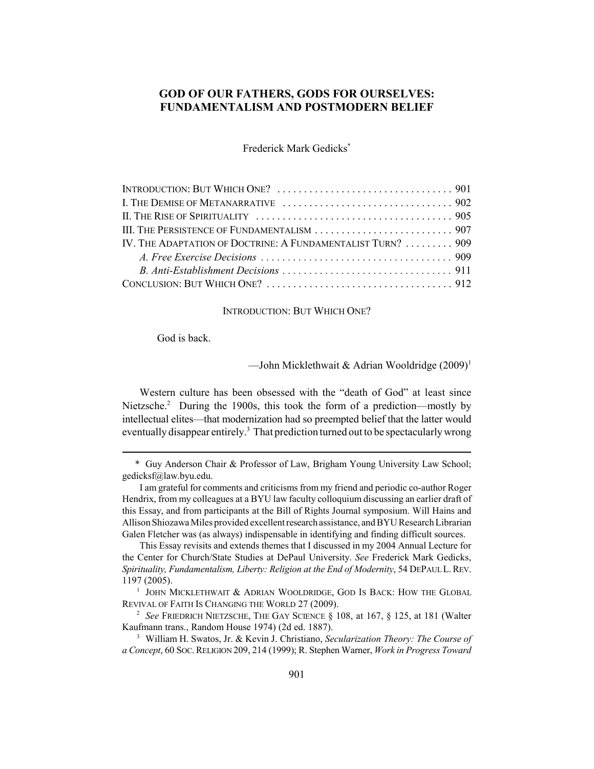# GOD OF OUR FATHERS, GODS FOR OURSELVES: FUNDAMENTALISM AND POSTMODERN BELIEF

Frederick Mark Gedicks*

| | |
|---|---|
| INTRODUCTION: BUT WHICH ONE? | 901 |
| I. THE DEMISE OF METANARRATIVE | 902 |
| II. THE RISE OF SPIRITUALITY | 905 |
| III. THE PERSISTENCE OF FUNDAMENTALISM | 907 |
| IV. THE ADAPTATION OF DOCTRINE: A FUNDAMENTALIST TURN? | 909 |
| *A. Free Exercise Decisions* | 909 |
| *B. Anti-Establishment Decisions* | 911 |
| CONCLUSION: BUT WHICH ONE? | 912 |

## INTRODUCTION: BUT WHICH ONE?

God is back.

—John Micklethwait & Adrian Wooldridge (2009)[1]

Western culture has been obsessed with the "death of God" at least since Nietzsche.[2] During the 1900s, this took the form of a prediction—mostly by intellectual elites—that modernization had so preempted belief that the latter would eventually disappear entirely.[3] That prediction turned out to be spectacularly wrong

---

\* Guy Anderson Chair & Professor of Law, Brigham Young University Law School; gedicksf@law.byu.edu.

I am grateful for comments and criticisms from my friend and periodic co-author Roger Hendrix, from my colleagues at a BYU law faculty colloquium discussing an earlier draft of this Essay, and from participants at the Bill of Rights Journal symposium. Will Hains and Allison Shiozawa Miles provided excellent research assistance, and BYU Research Librarian Galen Fletcher was (as always) indispensable in identifying and finding difficult sources.

This Essay revisits and extends themes that I discussed in my 2004 Annual Lecture for the Center for Church/State Studies at DePaul University. *See* Frederick Mark Gedicks, *Spirituality, Fundamentalism, Liberty: Religion at the End of Modernity*, 54 DEPAUL L. REV. 1197 (2005).

[1] JOHN MICKLETHWAIT & ADRIAN WOOLDRIDGE, GOD IS BACK: HOW THE GLOBAL REVIVAL OF FAITH IS CHANGING THE WORLD 27 (2009).

[2] *See* FRIEDRICH NIETZSCHE, THE GAY SCIENCE § 108, at 167, § 125, at 181 (Walter Kaufmann trans., Random House 1974) (2d ed. 1887).

[3] William H. Swatos, Jr. & Kevin J. Christiano, *Secularization Theory: The Course of a Concept*, 60 SOC. RELIGION 209, 214 (1999); R. Stephen Warner, *Work in Progress Toward*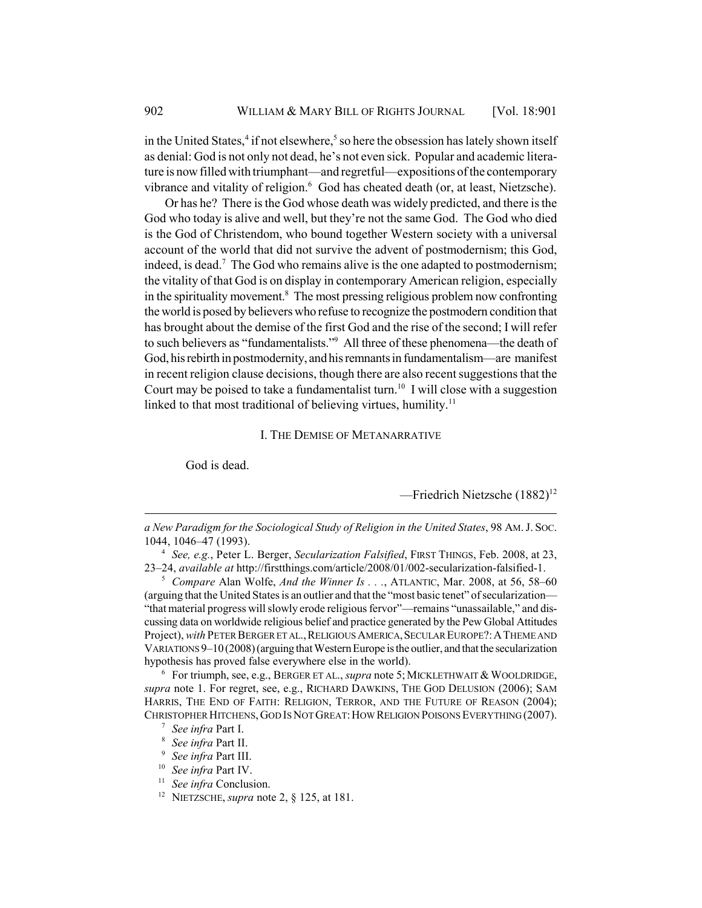in the United States,[4] if not elsewhere,[5] so here the obsession has lately shown itself as denial: God is not only not dead, he's not even sick. Popular and academic literature is now filled with triumphant—and regretful—expositions of the contemporary vibrance and vitality of religion.[6] God has cheated death (or, at least, Nietzsche).

Or has he? There is the God whose death was widely predicted, and there is the God who today is alive and well, but they're not the same God. The God who died is the God of Christendom, who bound together Western society with a universal account of the world that did not survive the advent of postmodernism; this God, indeed, is dead.[7] The God who remains alive is the one adapted to postmodernism; the vitality of that God is on display in contemporary American religion, especially in the spirituality movement.[8] The most pressing religious problem now confronting the world is posed by believers who refuse to recognize the postmodern condition that has brought about the demise of the first God and the rise of the second; I will refer to such believers as "fundamentalists."[9] All three of these phenomena—the death of God, his rebirth in postmodernity, and his remnants in fundamentalism—are manifest in recent religion clause decisions, though there are also recent suggestions that the Court may be poised to take a fundamentalist turn.[10] I will close with a suggestion linked to that most traditional of believing virtues, humility.[11]

## I. THE DEMISE OF METANARRATIVE

God is dead.

—Friedrich Nietzsche (1882)[12]

---

*a New Paradigm for the Sociological Study of Religion in the United States*, 98 AM. J. SOC. 1044, 1046–47 (1993).

[4] *See, e.g.*, Peter L. Berger, *Secularization Falsified*, FIRST THINGS, Feb. 2008, at 23, 23–24, *available at* http://firstthings.com/article/2008/01/002-secularization-falsified-1.

[5] *Compare* Alan Wolfe, *And the Winner Is . . .*, ATLANTIC, Mar. 2008, at 56, 58–60 (arguing that the United States is an outlier and that the "most basic tenet" of secularization—"that material progress will slowly erode religious fervor"—remains "unassailable," and discussing data on worldwide religious belief and practice generated by the Pew Global Attitudes Project), *with* PETER BERGER ET AL., RELIGIOUS AMERICA, SECULAR EUROPE?: A THEME AND VARIATIONS 9–10 (2008) (arguing that Western Europe is the outlier, and that the secularization hypothesis has proved false everywhere else in the world).

[6] For triumph, see, e.g., BERGER ET AL., *supra* note 5; MICKLETHWAIT & WOOLDRIDGE, *supra* note 1. For regret, see, e.g., RICHARD DAWKINS, THE GOD DELUSION (2006); SAM HARRIS, THE END OF FAITH: RELIGION, TERROR, AND THE FUTURE OF REASON (2004); CHRISTOPHER HITCHENS, GOD IS NOT GREAT: HOW RELIGION POISONS EVERYTHING (2007).

[7] *See infra* Part I.

[8] *See infra* Part II.

[9] *See infra* Part III.

[10] *See infra* Part IV.

[11] *See infra* Conclusion.

[12] NIETZSCHE, *supra* note 2, § 125, at 181.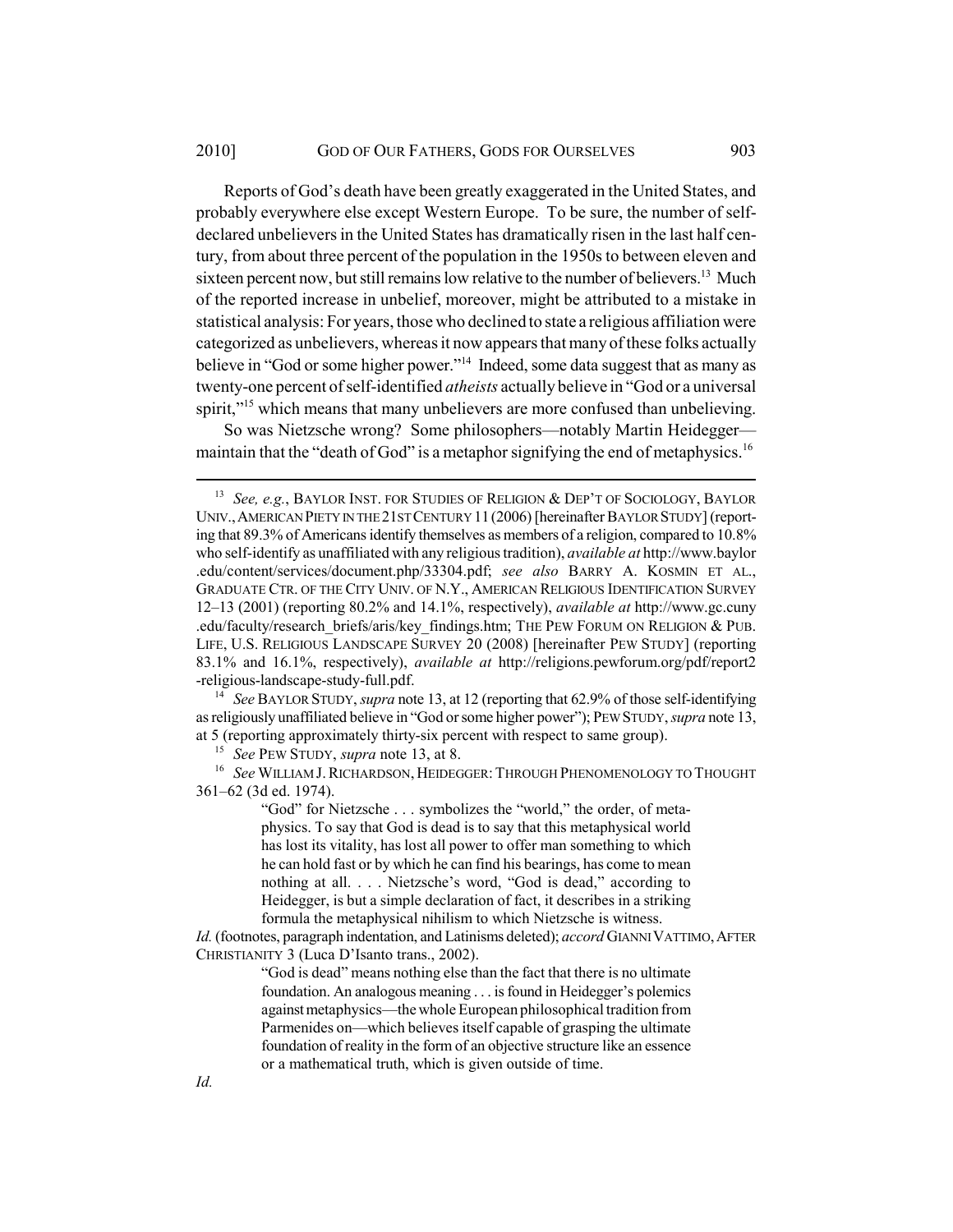Reports of God's death have been greatly exaggerated in the United States, and probably everywhere else except Western Europe. To be sure, the number of self-declared unbelievers in the United States has dramatically risen in the last half century, from about three percent of the population in the 1950s to between eleven and sixteen percent now, but still remains low relative to the number of believers.[13] Much of the reported increase in unbelief, moreover, might be attributed to a mistake in statistical analysis: For years, those who declined to state a religious affiliation were categorized as unbelievers, whereas it now appears that many of these folks actually believe in "God or some higher power."[14] Indeed, some data suggest that as many as twenty-one percent of self-identified *atheists* actually believe in "God or a universal spirit,"[15] which means that many unbelievers are more confused than unbelieving.

So was Nietzsche wrong? Some philosophers—notably Martin Heidegger—maintain that the "death of God" is a metaphor signifying the end of metaphysics.[16]

---

[13] *See, e.g.*, BAYLOR INST. FOR STUDIES OF RELIGION & DEP'T OF SOCIOLOGY, BAYLOR UNIV., AMERICAN PIETY IN THE 21ST CENTURY 11 (2006) [hereinafter BAYLOR STUDY] (reporting that 89.3% of Americans identify themselves as members of a religion, compared to 10.8% who self-identify as unaffiliated with any religious tradition), *available at* http://www.baylor.edu/content/services/document.php/33304.pdf; *see also* BARRY A. KOSMIN ET AL., GRADUATE CTR. OF THE CITY UNIV. OF N.Y., AMERICAN RELIGIOUS IDENTIFICATION SURVEY 12–13 (2001) (reporting 80.2% and 14.1%, respectively), *available at* http://www.gc.cuny.edu/faculty/research_briefs/aris/key_findings.htm; THE PEW FORUM ON RELIGION & PUB. LIFE, U.S. RELIGIOUS LANDSCAPE SURVEY 20 (2008) [hereinafter PEW STUDY] (reporting 83.1% and 16.1%, respectively), *available at* http://religions.pewforum.org/pdf/report2-religious-landscape-study-full.pdf.

[14] *See* BAYLOR STUDY, *supra* note 13, at 12 (reporting that 62.9% of those self-identifying as religiously unaffiliated believe in "God or some higher power"); PEW STUDY, *supra* note 13, at 5 (reporting approximately thirty-six percent with respect to same group).

[15] *See* PEW STUDY, *supra* note 13, at 8.

[16] *See* WILLIAM J. RICHARDSON, HEIDEGGER: THROUGH PHENOMENOLOGY TO THOUGHT 361–62 (3d ed. 1974).

> "God" for Nietzsche . . . symbolizes the "world," the order, of metaphysics. To say that God is dead is to say that this metaphysical world has lost its vitality, has lost all power to offer man something to which he can hold fast or by which he can find his bearings, has come to mean nothing at all. . . . Nietzsche's word, "God is dead," according to Heidegger, is but a simple declaration of fact, it describes in a striking formula the metaphysical nihilism to which Nietzsche is witness.

*Id.* (footnotes, paragraph indentation, and Latinisms deleted); *accord* GIANNI VATTIMO, AFTER CHRISTIANITY 3 (Luca D'Isanto trans., 2002).

> "God is dead" means nothing else than the fact that there is no ultimate foundation. An analogous meaning . . . is found in Heidegger's polemics against metaphysics—the whole European philosophical tradition from Parmenides on—which believes itself capable of grasping the ultimate foundation of reality in the form of an objective structure like an essence or a mathematical truth, which is given outside of time.

*Id.*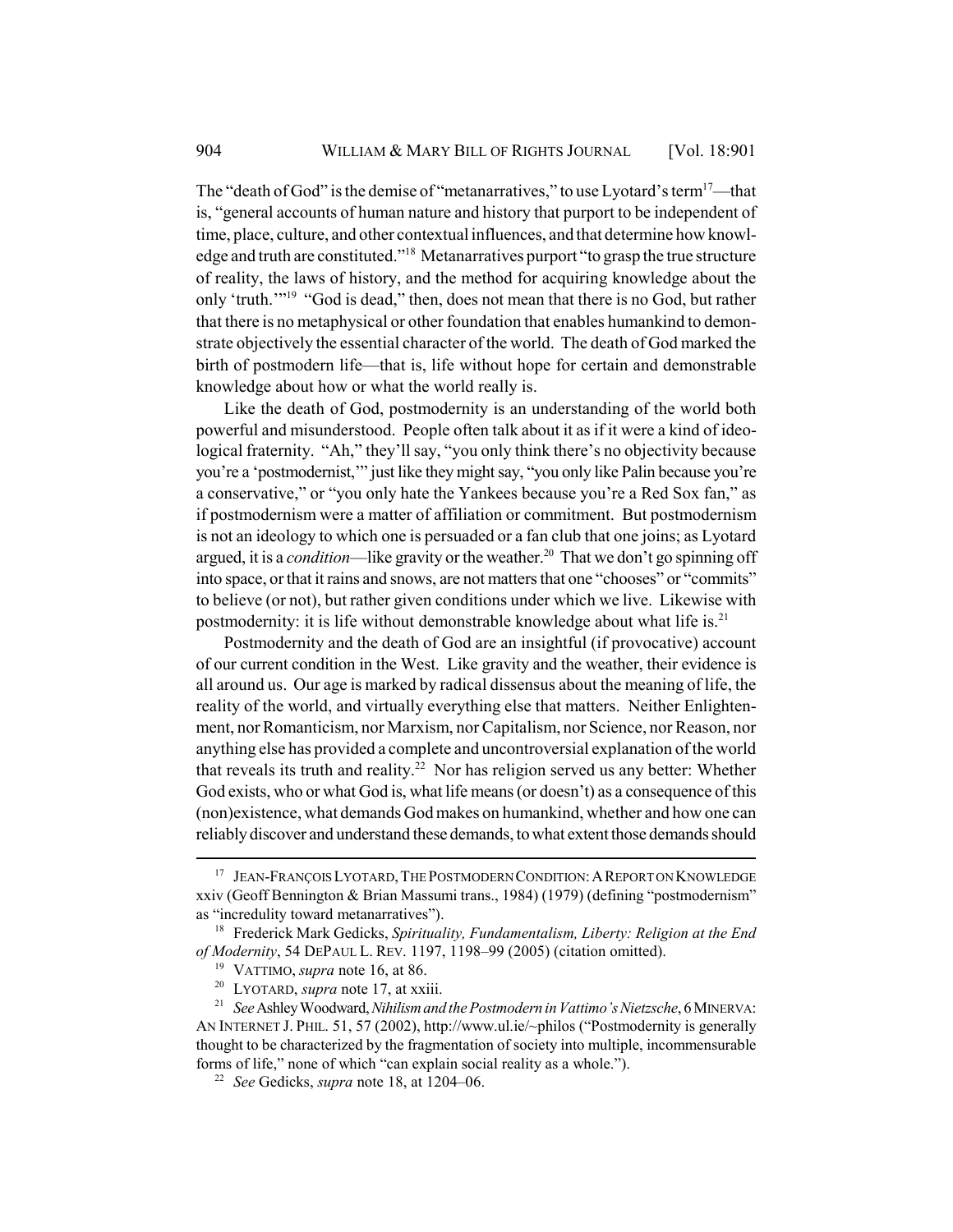The "death of God" is the demise of "metanarratives," to use Lyotard's term[17]—that is, "general accounts of human nature and history that purport to be independent of time, place, culture, and other contextual influences, and that determine how knowledge and truth are constituted."[18] Metanarratives purport "to grasp the true structure of reality, the laws of history, and the method for acquiring knowledge about the only 'truth.'"[19] "God is dead," then, does not mean that there is no God, but rather that there is no metaphysical or other foundation that enables humankind to demonstrate objectively the essential character of the world. The death of God marked the birth of postmodern life—that is, life without hope for certain and demonstrable knowledge about how or what the world really is.

Like the death of God, postmodernity is an understanding of the world both powerful and misunderstood. People often talk about it as if it were a kind of ideological fraternity. "Ah," they'll say, "you only think there's no objectivity because you're a 'postmodernist,'" just like they might say, "you only like Palin because you're a conservative," or "you only hate the Yankees because you're a Red Sox fan," as if postmodernism were a matter of affiliation or commitment. But postmodernism is not an ideology to which one is persuaded or a fan club that one joins; as Lyotard argued, it is a *condition*—like gravity or the weather.[20] That we don't go spinning off into space, or that it rains and snows, are not matters that one "chooses" or "commits" to believe (or not), but rather given conditions under which we live. Likewise with postmodernity: it is life without demonstrable knowledge about what life is.[21]

Postmodernity and the death of God are an insightful (if provocative) account of our current condition in the West. Like gravity and the weather, their evidence is all around us. Our age is marked by radical dissensus about the meaning of life, the reality of the world, and virtually everything else that matters. Neither Enlightenment, nor Romanticism, nor Marxism, nor Capitalism, nor Science, nor Reason, nor anything else has provided a complete and uncontroversial explanation of the world that reveals its truth and reality.[22] Nor has religion served us any better: Whether God exists, who or what God is, what life means (or doesn't) as a consequence of this (non)existence, what demands God makes on humankind, whether and how one can reliably discover and understand these demands, to what extent those demands should

---

[17] JEAN-FRANÇOIS LYOTARD, THE POSTMODERN CONDITION: A REPORT ON KNOWLEDGE xxiv (Geoff Bennington & Brian Massumi trans., 1984) (1979) (defining "postmodernism" as "incredulity toward metanarratives").

[18] Frederick Mark Gedicks, *Spirituality, Fundamentalism, Liberty: Religion at the End of Modernity*, 54 DEPAUL L. REV. 1197, 1198–99 (2005) (citation omitted).

[19] VATTIMO, *supra* note 16, at 86.

[20] LYOTARD, *supra* note 17, at xxiii.

[21] *See* Ashley Woodward, *Nihilism and the Postmodern in Vattimo's Nietzsche*, 6 MINERVA: AN INTERNET J. PHIL. 51, 57 (2002), http://www.ul.ie/~philos ("Postmodernity is generally thought to be characterized by the fragmentation of society into multiple, incommensurable forms of life," none of which "can explain social reality as a whole.").

[22] *See* Gedicks, *supra* note 18, at 1204–06.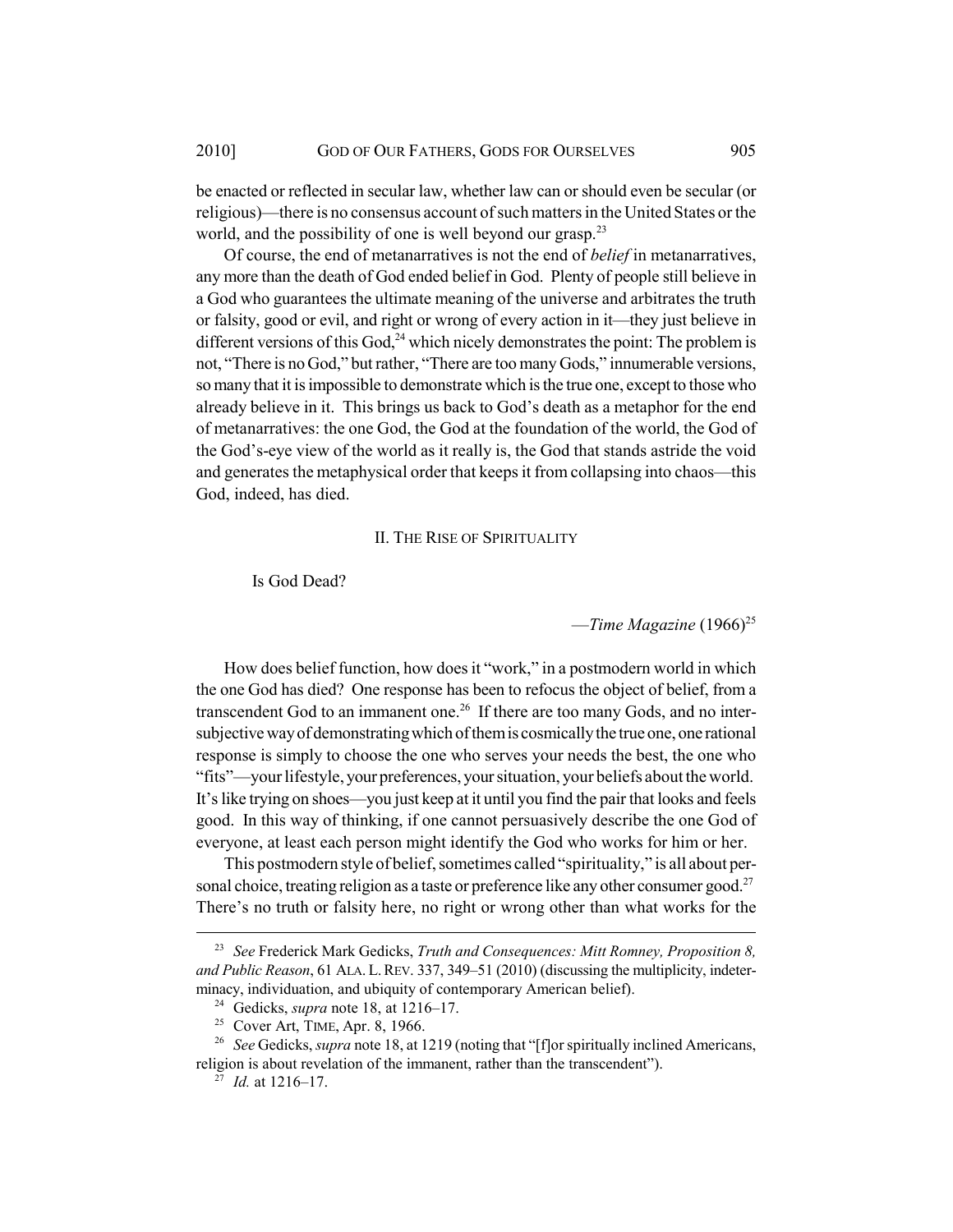be enacted or reflected in secular law, whether law can or should even be secular (or religious)—there is no consensus account of such matters in the United States or the world, and the possibility of one is well beyond our grasp.[23]

Of course, the end of metanarratives is not the end of *belief* in metanarratives, any more than the death of God ended belief in God. Plenty of people still believe in a God who guarantees the ultimate meaning of the universe and arbitrates the truth or falsity, good or evil, and right or wrong of every action in it—they just believe in different versions of this God,[24] which nicely demonstrates the point: The problem is not, "There is no God," but rather, "There are too many Gods," innumerable versions, so many that it is impossible to demonstrate which is the true one, except to those who already believe in it. This brings us back to God's death as a metaphor for the end of metanarratives: the one God, the God at the foundation of the world, the God of the God's-eye view of the world as it really is, the God that stands astride the void and generates the metaphysical order that keeps it from collapsing into chaos—this God, indeed, has died.

## II. The Rise of Spirituality

Is God Dead?

—*Time Magazine* (1966)[25]

How does belief function, how does it "work," in a postmodern world in which the one God has died? One response has been to refocus the object of belief, from a transcendent God to an immanent one.[26] If there are too many Gods, and no intersubjective way of demonstrating which of them is cosmically the true one, one rational response is simply to choose the one who serves your needs the best, the one who "fits"—your lifestyle, your preferences, your situation, your beliefs about the world. It's like trying on shoes—you just keep at it until you find the pair that looks and feels good. In this way of thinking, if one cannot persuasively describe the one God of everyone, at least each person might identify the God who works for him or her.

This postmodern style of belief, sometimes called "spirituality," is all about personal choice, treating religion as a taste or preference like any other consumer good.[27] There's no truth or falsity here, no right or wrong other than what works for the

---

[23] *See* Frederick Mark Gedicks, *Truth and Consequences: Mitt Romney, Proposition 8, and Public Reason*, 61 ALA. L. REV. 337, 349–51 (2010) (discussing the multiplicity, indeterminacy, individuation, and ubiquity of contemporary American belief).

[24] Gedicks, *supra* note 18, at 1216–17.

[25] Cover Art, TIME, Apr. 8, 1966.

[26] *See* Gedicks, *supra* note 18, at 1219 (noting that "[f]or spiritually inclined Americans, religion is about revelation of the immanent, rather than the transcendent").

[27] *Id.* at 1216–17.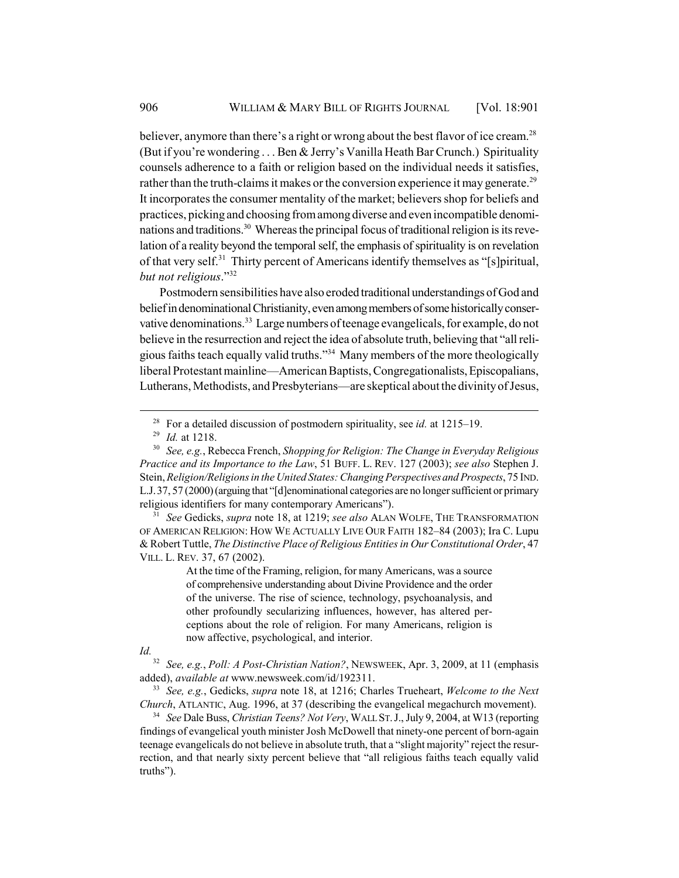believer, anymore than there's a right or wrong about the best flavor of ice cream.[28] (But if you're wondering . . . Ben & Jerry's Vanilla Heath Bar Crunch.) Spirituality counsels adherence to a faith or religion based on the individual needs it satisfies, rather than the truth-claims it makes or the conversion experience it may generate.[29] It incorporates the consumer mentality of the market; believers shop for beliefs and practices, picking and choosing from among diverse and even incompatible denominations and traditions.[30] Whereas the principal focus of traditional religion is its revelation of a reality beyond the temporal self, the emphasis of spirituality is on revelation of that very self.[31] Thirty percent of Americans identify themselves as "[s]piritual, *but not religious*."[32]

Postmodern sensibilities have also eroded traditional understandings of God and belief in denominational Christianity, even among members of some historically conservative denominations.[33] Large numbers of teenage evangelicals, for example, do not believe in the resurrection and reject the idea of absolute truth, believing that "all religious faiths teach equally valid truths."[34] Many members of the more theologically liberal Protestant mainline—American Baptists, Congregationalists, Episcopalians, Lutherans, Methodists, and Presbyterians—are skeptical about the divinity of Jesus,

---

[28] For a detailed discussion of postmodern spirituality, see *id.* at 1215–19.

[29] *Id.* at 1218.

[30] *See, e.g.*, Rebecca French, *Shopping for Religion: The Change in Everyday Religious Practice and its Importance to the Law*, 51 BUFF. L. REV. 127 (2003); *see also* Stephen J. Stein, *Religion/Religions in the United States: Changing Perspectives and Prospects*, 75 IND. L.J. 37, 57 (2000) (arguing that "[d]enominational categories are no longer sufficient or primary religious identifiers for many contemporary Americans").

[31] *See* Gedicks, *supra* note 18, at 1219; *see also* ALAN WOLFE, THE TRANSFORMATION OF AMERICAN RELIGION: HOW WE ACTUALLY LIVE OUR FAITH 182–84 (2003); Ira C. Lupu & Robert Tuttle, *The Distinctive Place of Religious Entities in Our Constitutional Order*, 47 VILL. L. REV. 37, 67 (2002).

> At the time of the Framing, religion, for many Americans, was a source of comprehensive understanding about Divine Providence and the order of the universe. The rise of science, technology, psychoanalysis, and other profoundly secularizing influences, however, has altered perceptions about the role of religion. For many Americans, religion is now affective, psychological, and interior.

*Id.*

[32] *See, e.g.*, *Poll: A Post-Christian Nation?*, NEWSWEEK, Apr. 3, 2009, at 11 (emphasis added), *available at* www.newsweek.com/id/192311.

[33] *See, e.g.*, Gedicks, *supra* note 18, at 1216; Charles Trueheart, *Welcome to the Next Church*, ATLANTIC, Aug. 1996, at 37 (describing the evangelical megachurch movement).

[34] *See* Dale Buss, *Christian Teens? Not Very*, WALL ST. J., July 9, 2004, at W13 (reporting findings of evangelical youth minister Josh McDowell that ninety-one percent of born-again teenage evangelicals do not believe in absolute truth, that a "slight majority" reject the resurrection, and that nearly sixty percent believe that "all religious faiths teach equally valid truths").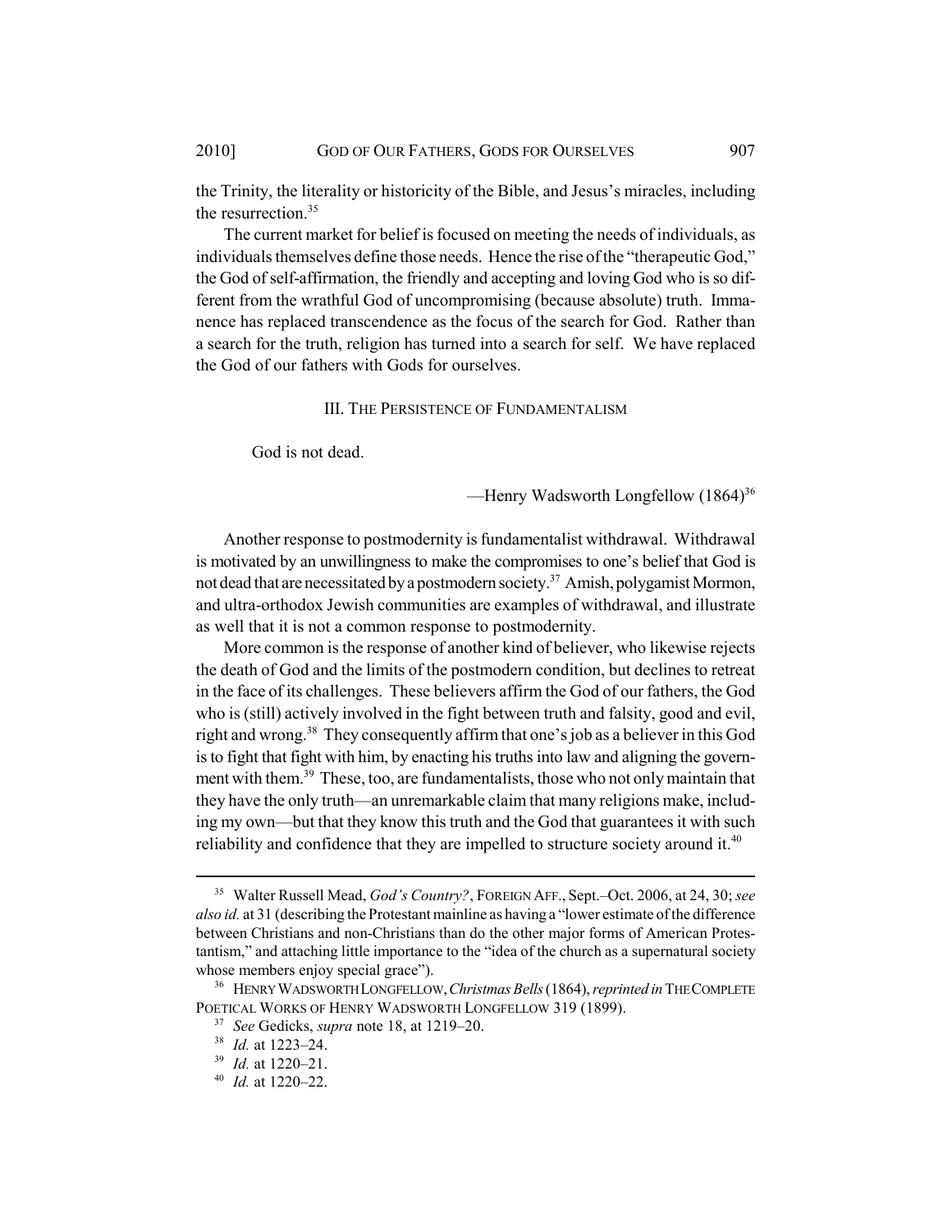the Trinity, the literality or historicity of the Bible, and Jesus's miracles, including the resurrection.[35]

The current market for belief is focused on meeting the needs of individuals, as individuals themselves define those needs. Hence the rise of the "therapeutic God," the God of self-affirmation, the friendly and accepting and loving God who is so different from the wrathful God of uncompromising (because absolute) truth. Immanence has replaced transcendence as the focus of the search for God. Rather than a search for the truth, religion has turned into a search for self. We have replaced the God of our fathers with Gods for ourselves.

## III. THE PERSISTENCE OF FUNDAMENTALISM

God is not dead.

—Henry Wadsworth Longfellow (1864)[36]

Another response to postmodernity is fundamentalist withdrawal. Withdrawal is motivated by an unwillingness to make the compromises to one's belief that God is not dead that are necessitated by a postmodern society.[37] Amish, polygamist Mormon, and ultra-orthodox Jewish communities are examples of withdrawal, and illustrate as well that it is not a common response to postmodernity.

More common is the response of another kind of believer, who likewise rejects the death of God and the limits of the postmodern condition, but declines to retreat in the face of its challenges. These believers affirm the God of our fathers, the God who is (still) actively involved in the fight between truth and falsity, good and evil, right and wrong.[38] They consequently affirm that one's job as a believer in this God is to fight that fight with him, by enacting his truths into law and aligning the government with them.[39] These, too, are fundamentalists, those who not only maintain that they have the only truth—an unremarkable claim that many religions make, including my own—but that they know this truth and the God that guarantees it with such reliability and confidence that they are impelled to structure society around it.[40]

---

[35] Walter Russell Mead, *God's Country?*, FOREIGN AFF., Sept.–Oct. 2006, at 24, 30; *see also id.* at 31 (describing the Protestant mainline as having a "lower estimate of the difference between Christians and non-Christians than do the other major forms of American Protestantism," and attaching little importance to the "idea of the church as a supernatural society whose members enjoy special grace").

[36] HENRY WADSWORTH LONGFELLOW, *Christmas Bells* (1864), *reprinted in* THE COMPLETE POETICAL WORKS OF HENRY WADSWORTH LONGFELLOW 319 (1899).

[37] *See* Gedicks, *supra* note 18, at 1219–20.

[38] *Id.* at 1223–24.

[39] *Id.* at 1220–21.

[40] *Id.* at 1220–22.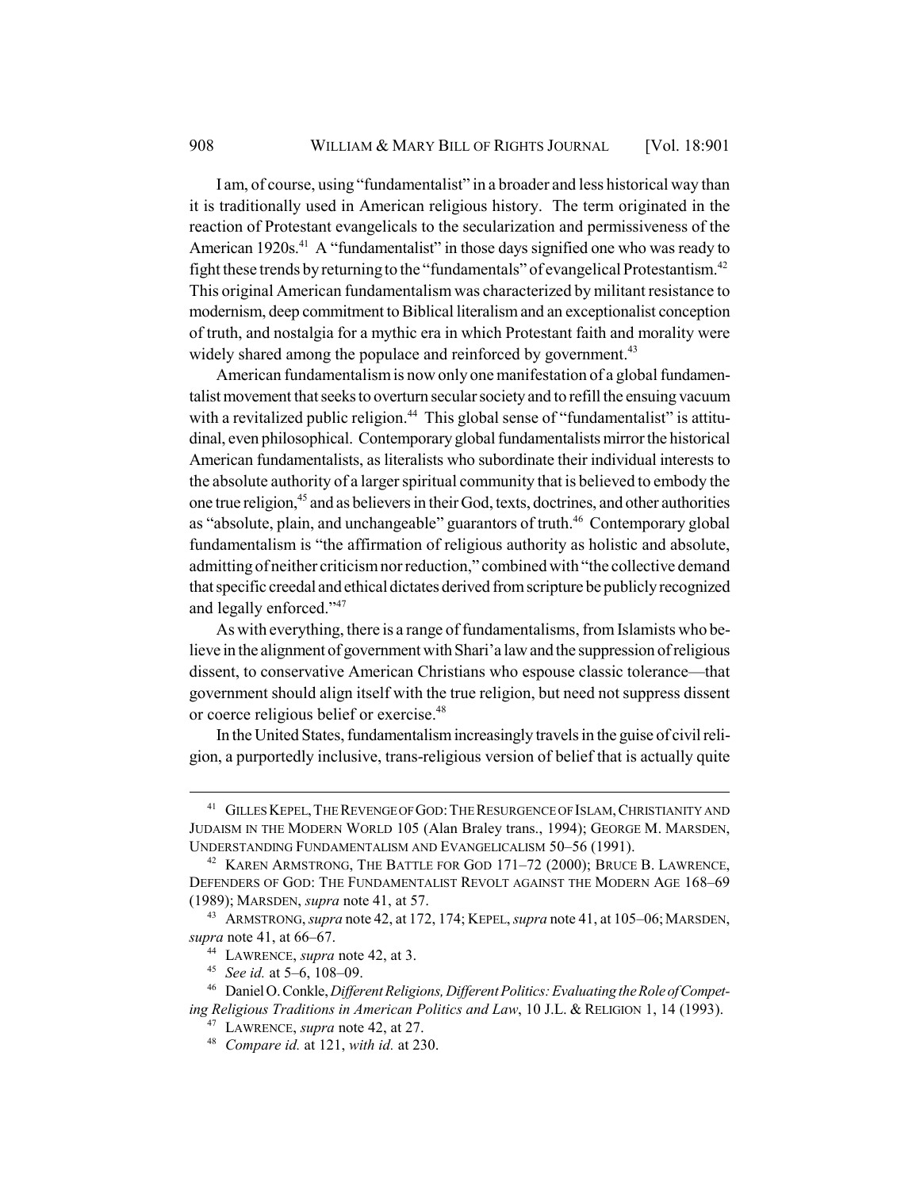I am, of course, using "fundamentalist" in a broader and less historical way than it is traditionally used in American religious history. The term originated in the reaction of Protestant evangelicals to the secularization and permissiveness of the American 1920s.[41] A "fundamentalist" in those days signified one who was ready to fight these trends by returning to the "fundamentals" of evangelical Protestantism.[42] This original American fundamentalism was characterized by militant resistance to modernism, deep commitment to Biblical literalism and an exceptionalist conception of truth, and nostalgia for a mythic era in which Protestant faith and morality were widely shared among the populace and reinforced by government.[43]

American fundamentalism is now only one manifestation of a global fundamentalist movement that seeks to overturn secular society and to refill the ensuing vacuum with a revitalized public religion.[44] This global sense of "fundamentalist" is attitudinal, even philosophical. Contemporary global fundamentalists mirror the historical American fundamentalists, as literalists who subordinate their individual interests to the absolute authority of a larger spiritual community that is believed to embody the one true religion,[45] and as believers in their God, texts, doctrines, and other authorities as "absolute, plain, and unchangeable" guarantors of truth.[46] Contemporary global fundamentalism is "the affirmation of religious authority as holistic and absolute, admitting of neither criticism nor reduction," combined with "the collective demand that specific creedal and ethical dictates derived from scripture be publicly recognized and legally enforced."[47]

As with everything, there is a range of fundamentalisms, from Islamists who believe in the alignment of government with Shari'a law and the suppression of religious dissent, to conservative American Christians who espouse classic tolerance—that government should align itself with the true religion, but need not suppress dissent or coerce religious belief or exercise.[48]

In the United States, fundamentalism increasingly travels in the guise of civil religion, a purportedly inclusive, trans-religious version of belief that is actually quite

---

[41] GILLES KEPEL, THE REVENGE OF GOD: THE RESURGENCE OF ISLAM, CHRISTIANITY AND JUDAISM IN THE MODERN WORLD 105 (Alan Braley trans., 1994); GEORGE M. MARSDEN, UNDERSTANDING FUNDAMENTALISM AND EVANGELICALISM 50–56 (1991).

[42] KAREN ARMSTRONG, THE BATTLE FOR GOD 171–72 (2000); BRUCE B. LAWRENCE, DEFENDERS OF GOD: THE FUNDAMENTALIST REVOLT AGAINST THE MODERN AGE 168–69 (1989); MARSDEN, *supra* note 41, at 57.

[43] ARMSTRONG, *supra* note 42, at 172, 174; KEPEL, *supra* note 41, at 105–06; MARSDEN, *supra* note 41, at 66–67.

[44] LAWRENCE, *supra* note 42, at 3.

[45] *See id.* at 5–6, 108–09.

[46] Daniel O. Conkle, *Different Religions, Different Politics: Evaluating the Role of Competing Religious Traditions in American Politics and Law*, 10 J.L. & RELIGION 1, 14 (1993).

[47] LAWRENCE, *supra* note 42, at 27.

[48] *Compare id.* at 121, *with id.* at 230.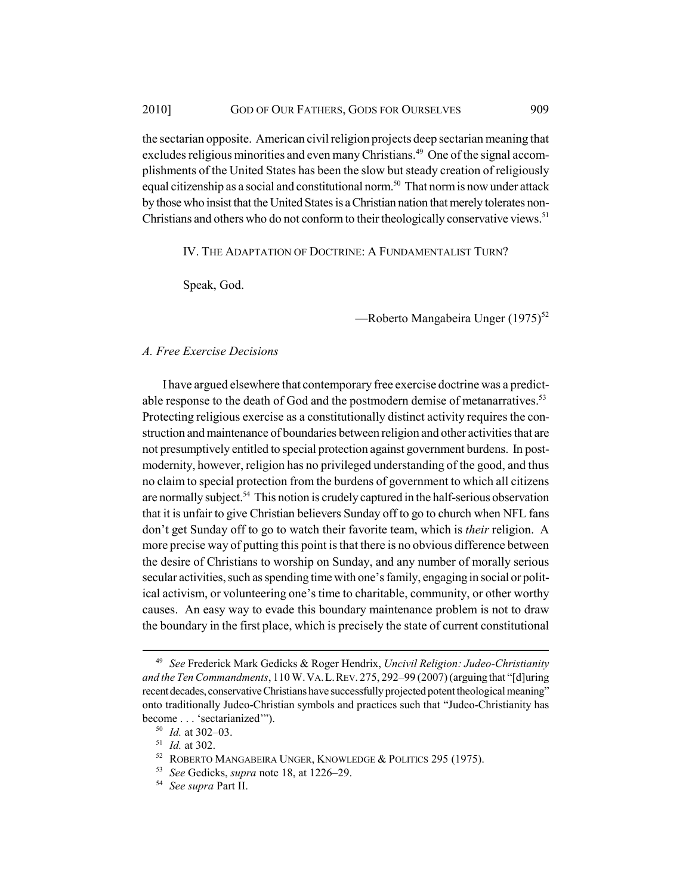the sectarian opposite. American civil religion projects deep sectarian meaning that excludes religious minorities and even many Christians.[49] One of the signal accomplishments of the United States has been the slow but steady creation of religiously equal citizenship as a social and constitutional norm.[50] That norm is now under attack by those who insist that the United States is a Christian nation that merely tolerates non-Christians and others who do not conform to their theologically conservative views.[51]

## IV. The Adaptation of Doctrine: A Fundamentalist Turn?

Speak, God.

—Roberto Mangabeira Unger (1975)[52]

### *A. Free Exercise Decisions*

I have argued elsewhere that contemporary free exercise doctrine was a predictable response to the death of God and the postmodern demise of metanarratives.[53] Protecting religious exercise as a constitutionally distinct activity requires the construction and maintenance of boundaries between religion and other activities that are not presumptively entitled to special protection against government burdens. In postmodernity, however, religion has no privileged understanding of the good, and thus no claim to special protection from the burdens of government to which all citizens are normally subject.[54] This notion is crudely captured in the half-serious observation that it is unfair to give Christian believers Sunday off to go to church when NFL fans don't get Sunday off to go to watch their favorite team, which is *their* religion. A more precise way of putting this point is that there is no obvious difference between the desire of Christians to worship on Sunday, and any number of morally serious secular activities, such as spending time with one's family, engaging in social or political activism, or volunteering one's time to charitable, community, or other worthy causes. An easy way to evade this boundary maintenance problem is not to draw the boundary in the first place, which is precisely the state of current constitutional

---

[49] *See* Frederick Mark Gedicks & Roger Hendrix, *Uncivil Religion: Judeo-Christianity and the Ten Commandments*, 110 W. VA. L. REV. 275, 292–99 (2007) (arguing that "[d]uring recent decades, conservative Christians have successfully projected potent theological meaning" onto traditionally Judeo-Christian symbols and practices such that "Judeo-Christianity has become . . . 'sectarianized'").

[50] *Id.* at 302–03.

[51] *Id.* at 302.

[52] ROBERTO MANGABEIRA UNGER, KNOWLEDGE & POLITICS 295 (1975).

[53] *See* Gedicks, *supra* note 18, at 1226–29.

[54] *See supra* Part II.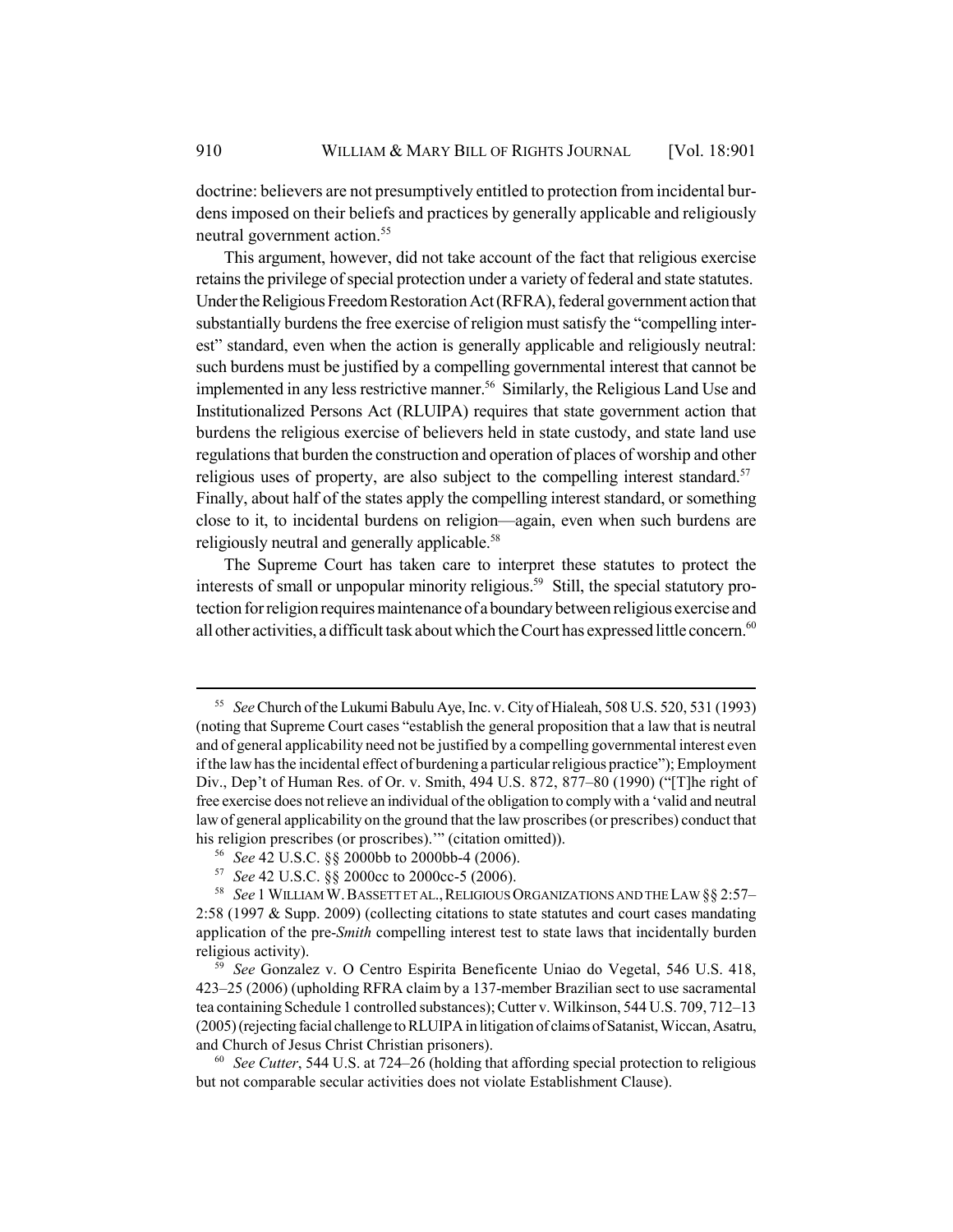doctrine: believers are not presumptively entitled to protection from incidental burdens imposed on their beliefs and practices by generally applicable and religiously neutral government action.[55]

This argument, however, did not take account of the fact that religious exercise retains the privilege of special protection under a variety of federal and state statutes. Under the Religious Freedom Restoration Act (RFRA), federal government action that substantially burdens the free exercise of religion must satisfy the "compelling interest" standard, even when the action is generally applicable and religiously neutral: such burdens must be justified by a compelling governmental interest that cannot be implemented in any less restrictive manner.[56] Similarly, the Religious Land Use and Institutionalized Persons Act (RLUIPA) requires that state government action that burdens the religious exercise of believers held in state custody, and state land use regulations that burden the construction and operation of places of worship and other religious uses of property, are also subject to the compelling interest standard.[57] Finally, about half of the states apply the compelling interest standard, or something close to it, to incidental burdens on religion—again, even when such burdens are religiously neutral and generally applicable.[58]

The Supreme Court has taken care to interpret these statutes to protect the interests of small or unpopular minority religious.[59] Still, the special statutory protection for religion requires maintenance of a boundary between religious exercise and all other activities, a difficult task about which the Court has expressed little concern.[60]

---

[55] *See* Church of the Lukumi Babulu Aye, Inc. v. City of Hialeah, 508 U.S. 520, 531 (1993) (noting that Supreme Court cases "establish the general proposition that a law that is neutral and of general applicability need not be justified by a compelling governmental interest even if the law has the incidental effect of burdening a particular religious practice"); Employment Div., Dep't of Human Res. of Or. v. Smith, 494 U.S. 872, 877–80 (1990) ("[T]he right of free exercise does not relieve an individual of the obligation to comply with a 'valid and neutral law of general applicability on the ground that the law proscribes (or prescribes) conduct that his religion prescribes (or proscribes).'" (citation omitted)).

[56] *See* 42 U.S.C. §§ 2000bb to 2000bb-4 (2006).

[57] *See* 42 U.S.C. §§ 2000cc to 2000cc-5 (2006).

[58] *See* 1 WILLIAM W. BASSETT ET AL., RELIGIOUS ORGANIZATIONS AND THE LAW §§ 2:57–2:58 (1997 & Supp. 2009) (collecting citations to state statutes and court cases mandating application of the pre-*Smith* compelling interest test to state laws that incidentally burden religious activity).

[59] *See* Gonzalez v. O Centro Espirita Beneficente Uniao do Vegetal, 546 U.S. 418, 423–25 (2006) (upholding RFRA claim by a 137-member Brazilian sect to use sacramental tea containing Schedule 1 controlled substances); Cutter v. Wilkinson, 544 U.S. 709, 712–13 (2005) (rejecting facial challenge to RLUIPA in litigation of claims of Satanist, Wiccan, Asatru, and Church of Jesus Christ Christian prisoners).

[60] *See Cutter*, 544 U.S. at 724–26 (holding that affording special protection to religious but not comparable secular activities does not violate Establishment Clause).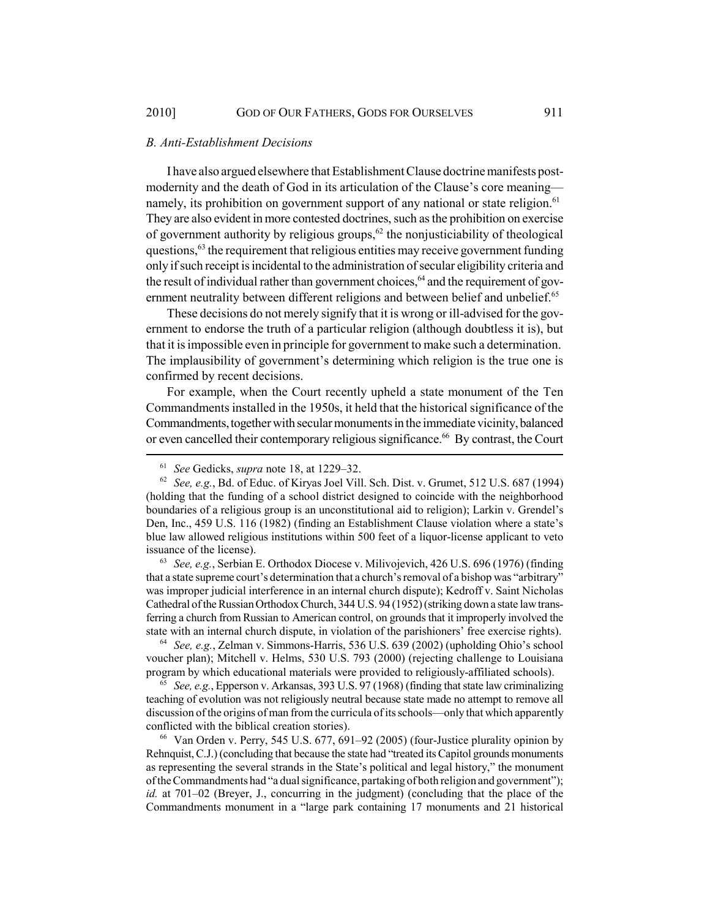### *B. Anti-Establishment Decisions*

I have also argued elsewhere that Establishment Clause doctrine manifests postmodernity and the death of God in its articulation of the Clause's core meaning—namely, its prohibition on government support of any national or state religion.[61] They are also evident in more contested doctrines, such as the prohibition on exercise of government authority by religious groups,[62] the nonjusticiability of theological questions,[63] the requirement that religious entities may receive government funding only if such receipt is incidental to the administration of secular eligibility criteria and the result of individual rather than government choices,[64] and the requirement of government neutrality between different religions and between belief and unbelief.[65]

These decisions do not merely signify that it is wrong or ill-advised for the government to endorse the truth of a particular religion (although doubtless it is), but that it is impossible even in principle for government to make such a determination. The implausibility of government's determining which religion is the true one is confirmed by recent decisions.

For example, when the Court recently upheld a state monument of the Ten Commandments installed in the 1950s, it held that the historical significance of the Commandments, together with secular monuments in the immediate vicinity, balanced or even cancelled their contemporary religious significance.[66] By contrast, the Court

---

[61] *See* Gedicks, *supra* note 18, at 1229–32.

[62] *See, e.g.*, Bd. of Educ. of Kiryas Joel Vill. Sch. Dist. v. Grumet, 512 U.S. 687 (1994) (holding that the funding of a school district designed to coincide with the neighborhood boundaries of a religious group is an unconstitutional aid to religion); Larkin v. Grendel's Den, Inc., 459 U.S. 116 (1982) (finding an Establishment Clause violation where a state's blue law allowed religious institutions within 500 feet of a liquor-license applicant to veto issuance of the license).

[63] *See, e.g.*, Serbian E. Orthodox Diocese v. Milivojevich, 426 U.S. 696 (1976) (finding that a state supreme court's determination that a church's removal of a bishop was "arbitrary" was improper judicial interference in an internal church dispute); Kedroff v. Saint Nicholas Cathedral of the Russian Orthodox Church, 344 U.S. 94 (1952) (striking down a state law transferring a church from Russian to American control, on grounds that it improperly involved the state with an internal church dispute, in violation of the parishioners' free exercise rights).

[64] *See, e.g.*, Zelman v. Simmons-Harris, 536 U.S. 639 (2002) (upholding Ohio's school voucher plan); Mitchell v. Helms, 530 U.S. 793 (2000) (rejecting challenge to Louisiana program by which educational materials were provided to religiously-affiliated schools).

[65] *See, e.g.*, Epperson v. Arkansas, 393 U.S. 97 (1968) (finding that state law criminalizing teaching of evolution was not religiously neutral because state made no attempt to remove all discussion of the origins of man from the curricula of its schools—only that which apparently conflicted with the biblical creation stories).

[66] Van Orden v. Perry, 545 U.S. 677, 691–92 (2005) (four-Justice plurality opinion by Rehnquist, C.J.) (concluding that because the state had "treated its Capitol grounds monuments as representing the several strands in the State's political and legal history," the monument of the Commandments had "a dual significance, partaking of both religion and government"); *id.* at 701–02 (Breyer, J., concurring in the judgment) (concluding that the place of the Commandments monument in a "large park containing 17 monuments and 21 historical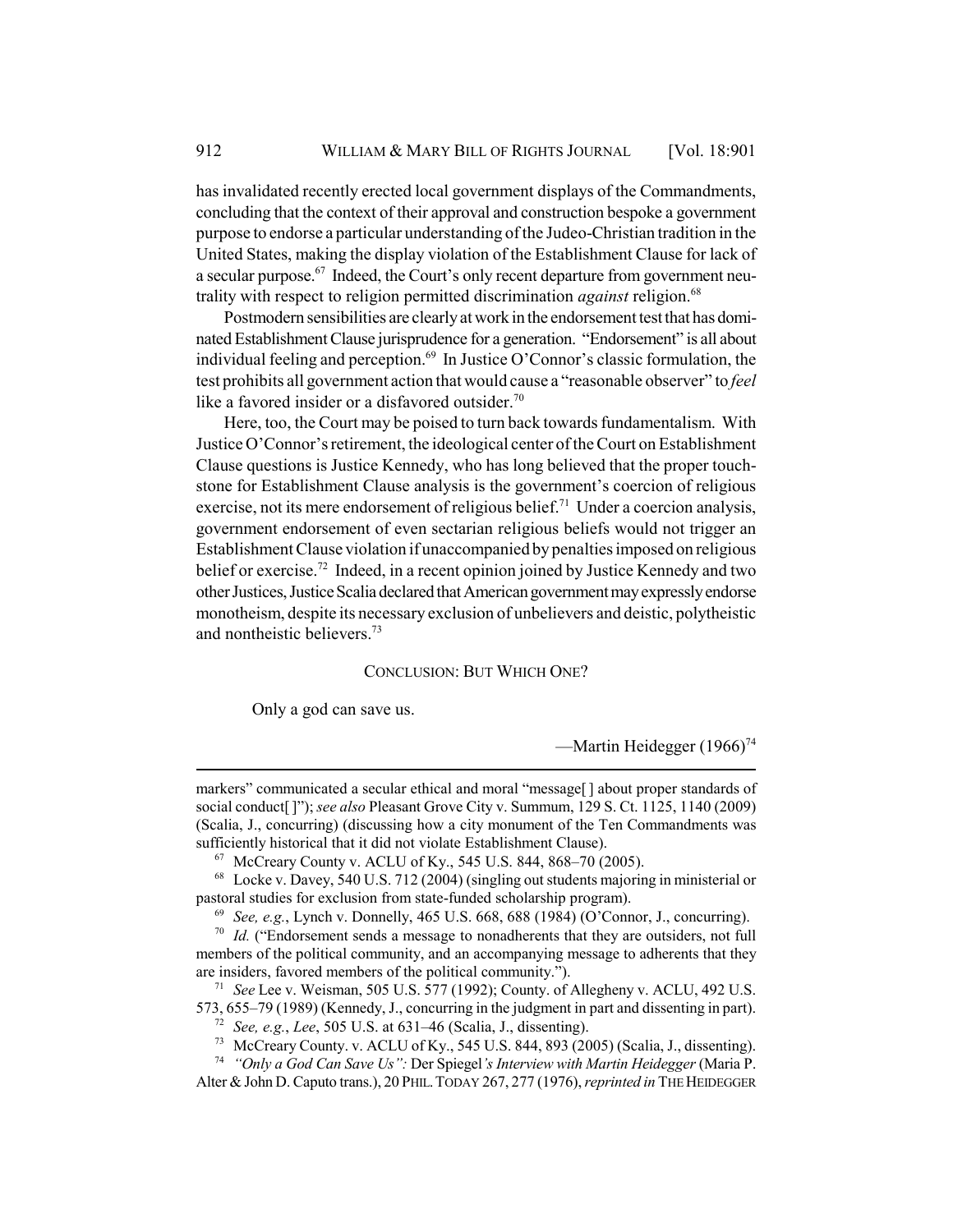has invalidated recently erected local government displays of the Commandments, concluding that the context of their approval and construction bespoke a government purpose to endorse a particular understanding of the Judeo-Christian tradition in the United States, making the display violation of the Establishment Clause for lack of a secular purpose.[67] Indeed, the Court's only recent departure from government neutrality with respect to religion permitted discrimination *against* religion.[68]

Postmodern sensibilities are clearly at work in the endorsement test that has dominated Establishment Clause jurisprudence for a generation. "Endorsement" is all about individual feeling and perception.[69] In Justice O'Connor's classic formulation, the test prohibits all government action that would cause a "reasonable observer" to *feel* like a favored insider or a disfavored outsider.[70]

Here, too, the Court may be poised to turn back towards fundamentalism. With Justice O'Connor's retirement, the ideological center of the Court on Establishment Clause questions is Justice Kennedy, who has long believed that the proper touchstone for Establishment Clause analysis is the government's coercion of religious exercise, not its mere endorsement of religious belief.[71] Under a coercion analysis, government endorsement of even sectarian religious beliefs would not trigger an Establishment Clause violation if unaccompanied by penalties imposed on religious belief or exercise.[72] Indeed, in a recent opinion joined by Justice Kennedy and two other Justices, Justice Scalia declared that American government may expressly endorse monotheism, despite its necessary exclusion of unbelievers and deistic, polytheistic and nontheistic believers.[73]

## CONCLUSION: BUT WHICH ONE?

> Only a god can save us.
>
> —Martin Heidegger (1966)[74]

---

markers" communicated a secular ethical and moral "message[ ] about proper standards of social conduct[ ]"); *see also* Pleasant Grove City v. Summum, 129 S. Ct. 1125, 1140 (2009) (Scalia, J., concurring) (discussing how a city monument of the Ten Commandments was sufficiently historical that it did not violate Establishment Clause).

[67] McCreary County v. ACLU of Ky., 545 U.S. 844, 868–70 (2005).

[68] Locke v. Davey, 540 U.S. 712 (2004) (singling out students majoring in ministerial or pastoral studies for exclusion from state-funded scholarship program).

[69] *See, e.g.*, Lynch v. Donnelly, 465 U.S. 668, 688 (1984) (O'Connor, J., concurring).

[70] *Id.* ("Endorsement sends a message to nonadherents that they are outsiders, not full members of the political community, and an accompanying message to adherents that they are insiders, favored members of the political community.").

[71] *See* Lee v. Weisman, 505 U.S. 577 (1992); County. of Allegheny v. ACLU, 492 U.S. 573, 655–79 (1989) (Kennedy, J., concurring in the judgment in part and dissenting in part).

[72] *See, e.g.*, *Lee*, 505 U.S. at 631–46 (Scalia, J., dissenting).

[73] McCreary County. v. ACLU of Ky., 545 U.S. 844, 893 (2005) (Scalia, J., dissenting).

[74] *"Only a God Can Save Us":* Der Spiegel*'s Interview with Martin Heidegger* (Maria P. Alter & John D. Caputo trans.), 20 PHIL. TODAY 267, 277 (1976), *reprinted in* THE HEIDEGGER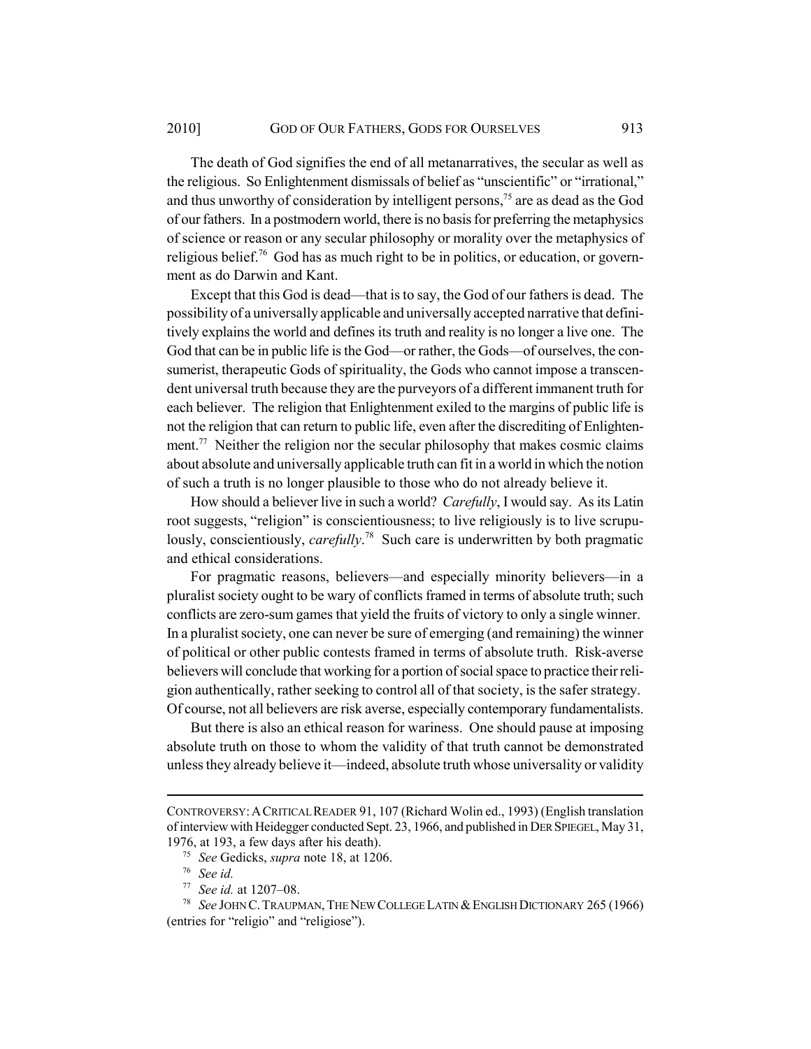The death of God signifies the end of all metanarratives, the secular as well as the religious. So Enlightenment dismissals of belief as "unscientific" or "irrational," and thus unworthy of consideration by intelligent persons,[75] are as dead as the God of our fathers. In a postmodern world, there is no basis for preferring the metaphysics of science or reason or any secular philosophy or morality over the metaphysics of religious belief.[76] God has as much right to be in politics, or education, or government as do Darwin and Kant.

Except that this God is dead—that is to say, the God of our fathers is dead. The possibility of a universally applicable and universally accepted narrative that definitively explains the world and defines its truth and reality is no longer a live one. The God that can be in public life is the God—or rather, the Gods—of ourselves, the consumerist, therapeutic Gods of spirituality, the Gods who cannot impose a transcendent universal truth because they are the purveyors of a different immanent truth for each believer. The religion that Enlightenment exiled to the margins of public life is not the religion that can return to public life, even after the discrediting of Enlightenment.[77] Neither the religion nor the secular philosophy that makes cosmic claims about absolute and universally applicable truth can fit in a world in which the notion of such a truth is no longer plausible to those who do not already believe it.

How should a believer live in such a world? *Carefully*, I would say. As its Latin root suggests, "religion" is conscientiousness; to live religiously is to live scrupulously, conscientiously, *carefully*.[78] Such care is underwritten by both pragmatic and ethical considerations.

For pragmatic reasons, believers—and especially minority believers—in a pluralist society ought to be wary of conflicts framed in terms of absolute truth; such conflicts are zero-sum games that yield the fruits of victory to only a single winner. In a pluralist society, one can never be sure of emerging (and remaining) the winner of political or other public contests framed in terms of absolute truth. Risk-averse believers will conclude that working for a portion of social space to practice their religion authentically, rather seeking to control all of that society, is the safer strategy. Of course, not all believers are risk averse, especially contemporary fundamentalists.

But there is also an ethical reason for wariness. One should pause at imposing absolute truth on those to whom the validity of that truth cannot be demonstrated unless they already believe it—indeed, absolute truth whose universality or validity

---

CONTROVERSY: A CRITICAL READER 91, 107 (Richard Wolin ed., 1993) (English translation of interview with Heidegger conducted Sept. 23, 1966, and published in DER SPIEGEL, May 31, 1976, at 193, a few days after his death).

[75] *See* Gedicks, *supra* note 18, at 1206.

[76] *See id.*

[77] *See id.* at 1207–08.

[78] *See* JOHN C. TRAUPMAN, THE NEW COLLEGE LATIN & ENGLISH DICTIONARY 265 (1966) (entries for "religio" and "religiose").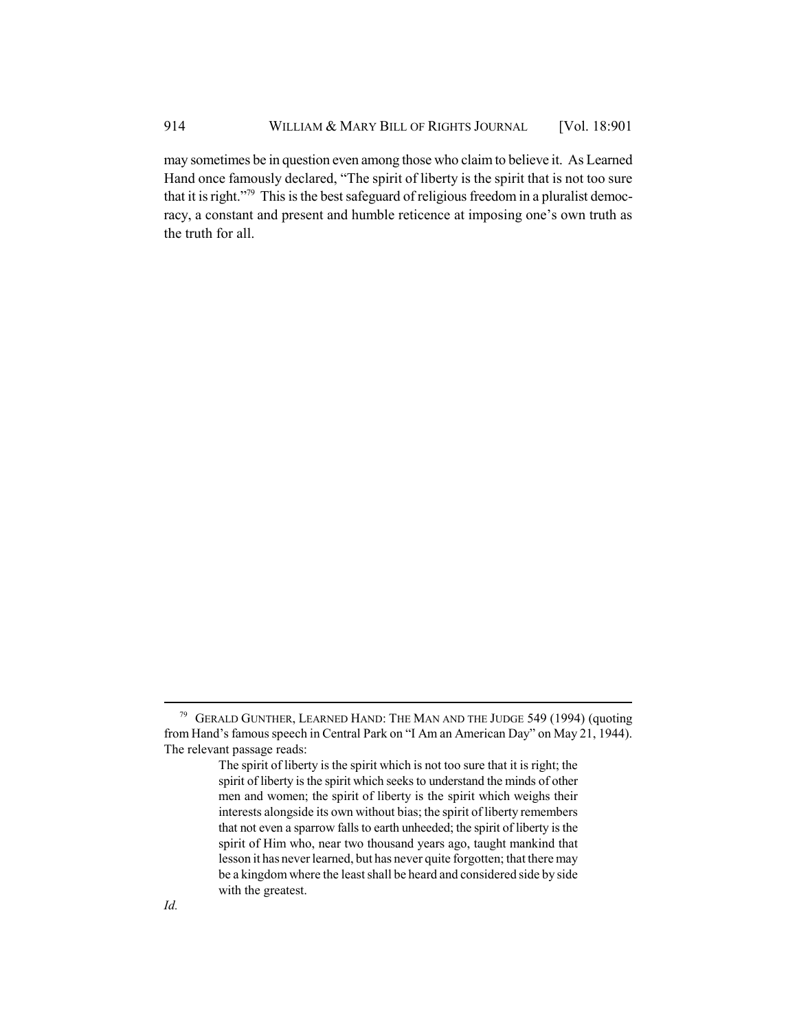may sometimes be in question even among those who claim to believe it. As Learned Hand once famously declared, "The spirit of liberty is the spirit that is not too sure that it is right."[79] This is the best safeguard of religious freedom in a pluralist democracy, a constant and present and humble reticence at imposing one's own truth as the truth for all.

---

[79] GERALD GUNTHER, LEARNED HAND: THE MAN AND THE JUDGE 549 (1994) (quoting from Hand's famous speech in Central Park on "I Am an American Day" on May 21, 1944). The relevant passage reads:

> The spirit of liberty is the spirit which is not too sure that it is right; the spirit of liberty is the spirit which seeks to understand the minds of other men and women; the spirit of liberty is the spirit which weighs their interests alongside its own without bias; the spirit of liberty remembers that not even a sparrow falls to earth unheeded; the spirit of liberty is the spirit of Him who, near two thousand years ago, taught mankind that lesson it has never learned, but has never quite forgotten; that there may be a kingdom where the least shall be heard and considered side by side with the greatest.

*Id.*